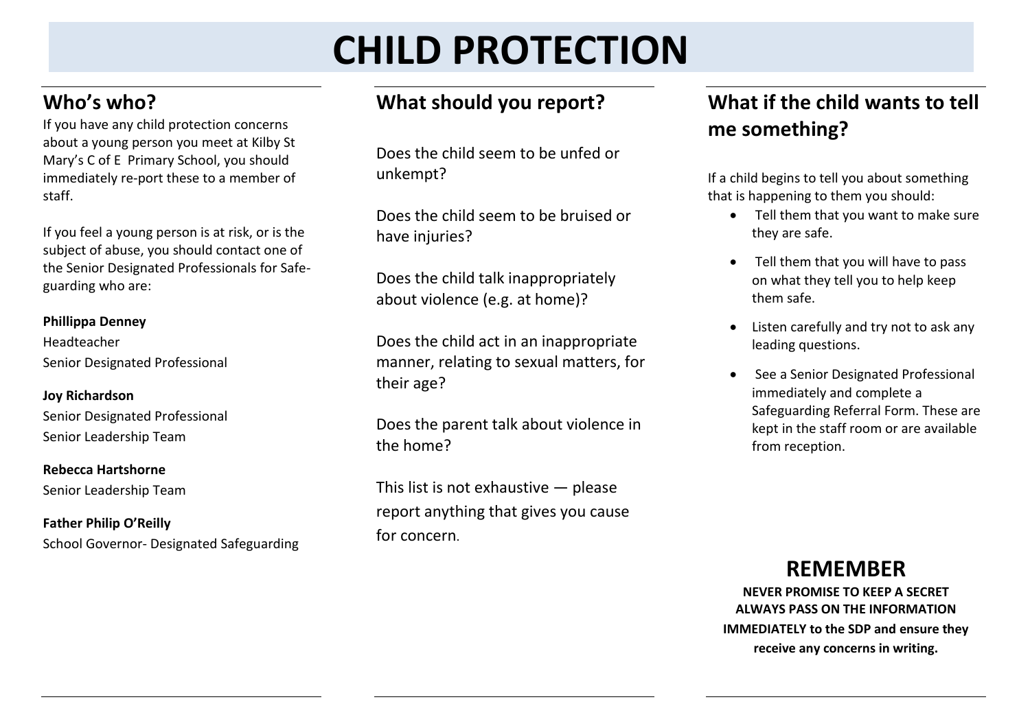# CHILD PROTECTION

## Who's who?

If you have any child protection concerns about a young person you meet at Kilby St Mary's C of E Primary School, you should immediately re-port these to a member of staff.

If you feel a young person is at risk, or is the subject of abuse, you should contact one of the Senior Designated Professionals for Safe-guarding who are:

**Phillippa Denney**
Headteacher
Senior Designated Professional

**Joy Richardson**
Senior Designated Professional
Senior Leadership Team

**Rebecca Hartshorne**
Senior Leadership Team

**Father Philip O'Reilly**
School Governor- Designated Safeguarding

## What should you report?

Does the child seem to be unfed or unkempt?

Does the child seem to be bruised or have injuries?

Does the child talk inappropriately about violence (e.g. at home)?

Does the child act in an inappropriate manner, relating to sexual matters, for their age?

Does the parent talk about violence in the home?

This list is not exhaustive — please report anything that gives you cause for concern.

## What if the child wants to tell me something?

If a child begins to tell you about something that is happening to them you should:

- Tell them that you want to make sure they are safe.
- Tell them that you will have to pass on what they tell you to help keep them safe.
- Listen carefully and try not to ask any leading questions.
- See a Senior Designated Professional immediately and complete a Safeguarding Referral Form. These are kept in the staff room or are available from reception.

## REMEMBER

**NEVER PROMISE TO KEEP A SECRET**
**ALWAYS PASS ON THE INFORMATION IMMEDIATELY to the SDP and ensure they receive any concerns in writing.**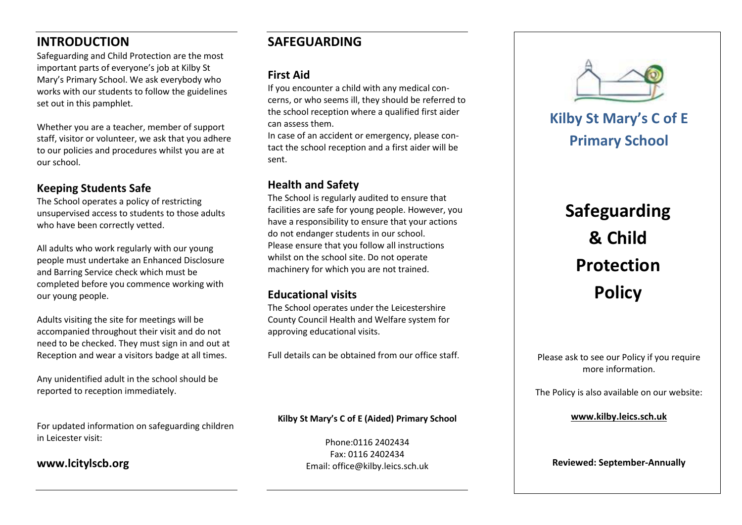## INTRODUCTION

Safeguarding and Child Protection are the most important parts of everyone's job at Kilby St Mary's Primary School. We ask everybody who works with our students to follow the guidelines set out in this pamphlet.

Whether you are a teacher, member of support staff, visitor or volunteer, we ask that you adhere to our policies and procedures whilst you are at our school.

### Keeping Students Safe

The School operates a policy of restricting unsupervised access to students to those adults who have been correctly vetted.

All adults who work regularly with our young people must undertake an Enhanced Disclosure and Barring Service check which must be completed before you commence working with our young people.

Adults visiting the site for meetings will be accompanied throughout their visit and do not need to be checked. They must sign in and out at Reception and wear a visitors badge at all times.

Any unidentified adult in the school should be reported to reception immediately.

For updated information on safeguarding children in Leicester visit:

**www.lcitylscb.org**

## SAFEGUARDING

### First Aid

If you encounter a child with any medical concerns, or who seems ill, they should be referred to the school reception where a qualified first aider can assess them.

In case of an accident or emergency, please contact the school reception and a first aider will be sent.

### Health and Safety

The School is regularly audited to ensure that facilities are safe for young people. However, you have a responsibility to ensure that your actions do not endanger students in our school. Please ensure that you follow all instructions whilst on the school site. Do not operate machinery for which you are not trained.

### Educational visits

The School operates under the Leicestershire County Council Health and Welfare system for approving educational visits.

Full details can be obtained from our office staff.

**Kilby St Mary's C of E (Aided) Primary School**

Phone:0116 2402434
Fax: 0116 2402434
Email: office@kilby.leics.sch.uk

# Kilby St Mary's C of E Primary School

# Safeguarding & Child Protection Policy

Please ask to see our Policy if you require more information.

The Policy is also available on our website:

**www.kilby.leics.sch.uk**

**Reviewed: September-Annually**